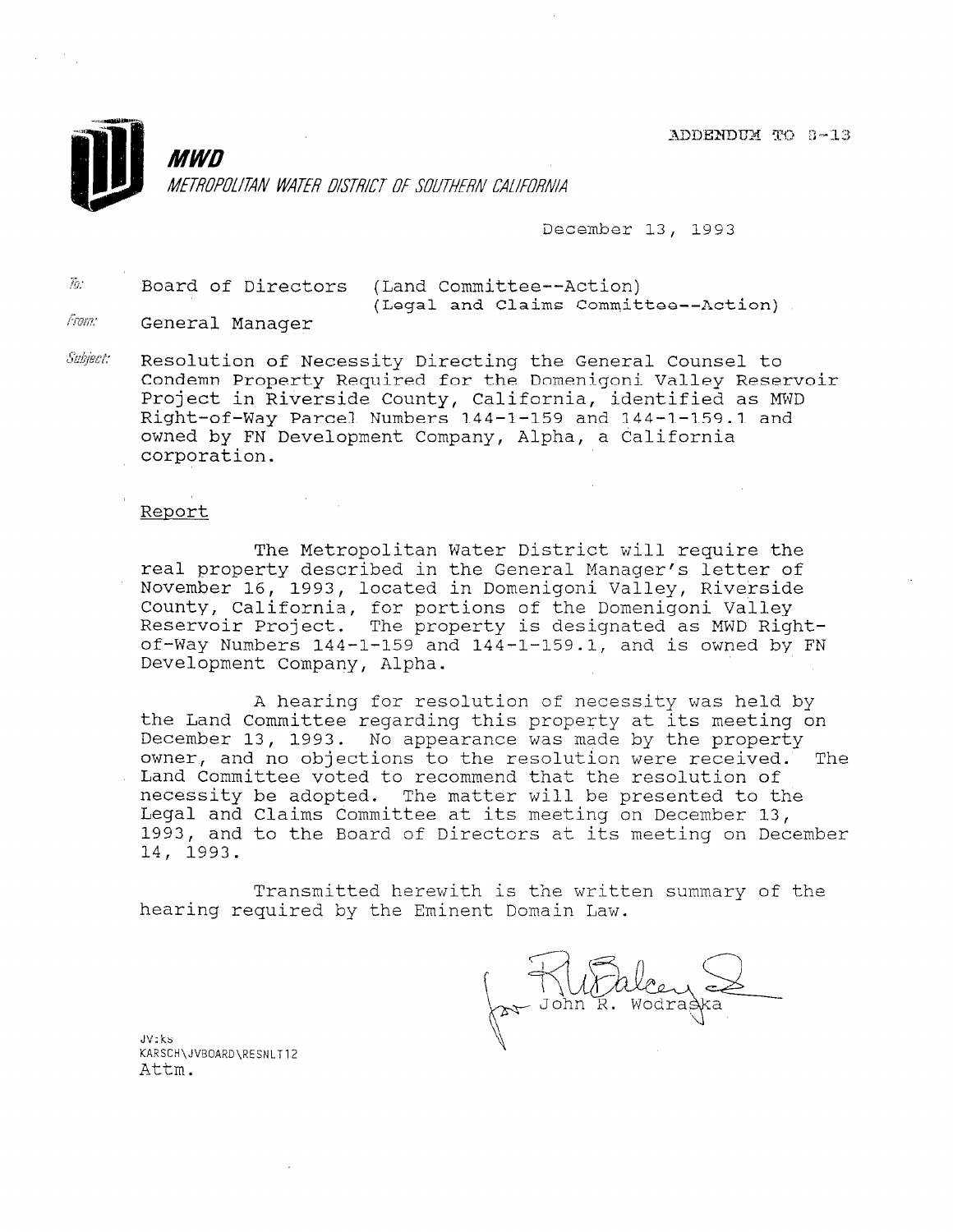ADDENDUM TO 8-13

**MWD**

*METROPOLITAN WATER DISTRICT OF SOUTHERN CALIFORNIA*

December 13, 1993

To: Board of Directors (Land Committee--Action)
(Legal and Claims Committee--Action)

From: General Manager

Subject: Resolution of Necessity Directing the General Counsel to Condemn Property Required for the Domenigoni Valley Reservoir Project in Riverside County, California, identified as MWD Right-of-Way Parcel Numbers 144-1-159 and 144-1-159.1 and owned by FN Development Company, Alpha, a California corporation.

## Report

The Metropolitan Water District will require the real property described in the General Manager's letter of November 16, 1993, located in Domenigoni Valley, Riverside County, California, for portions of the Domenigoni Valley Reservoir Project. The property is designated as MWD Right-of-Way Numbers 144-1-159 and 144-1-159.1, and is owned by FN Development Company, Alpha.

A hearing for resolution of necessity was held by the Land Committee regarding this property at its meeting on December 13, 1993. No appearance was made by the property owner, and no objections to the resolution were received. The Land Committee voted to recommend that the resolution of necessity be adopted. The matter will be presented to the Legal and Claims Committee at its meeting on December 13, 1993, and to the Board of Directors at its meeting on December 14, 1993.

Transmitted herewith is the written summary of the hearing required by the Eminent Domain Law.

for John R. Wodraska

JV:ks
KARSCH\JVBOARD\RESNLT12
Attm.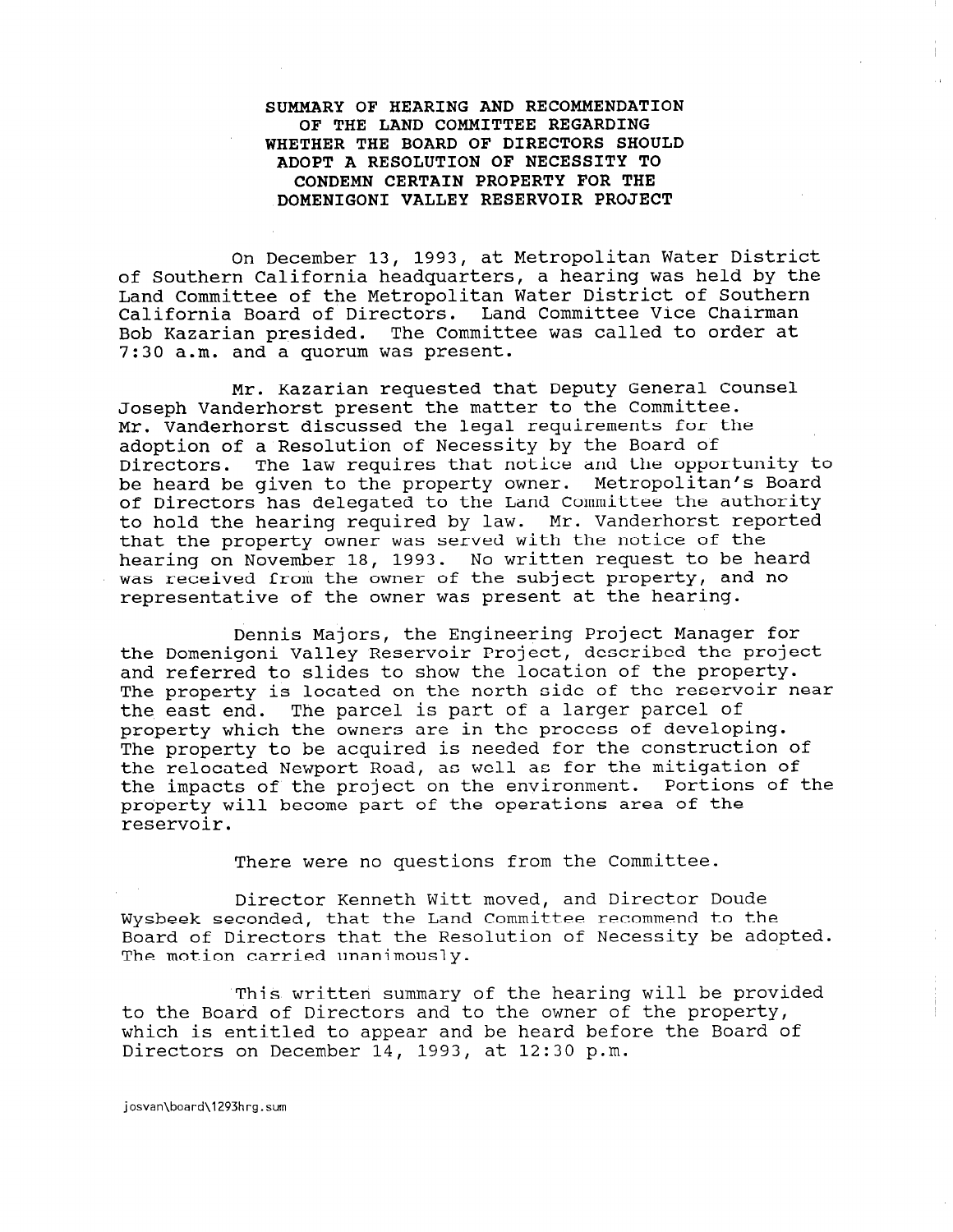# SUMMARY OF HEARING AND RECOMMENDATION OF THE LAND COMMITTEE REGARDING WHETHER THE BOARD OF DIRECTORS SHOULD ADOPT A RESOLUTION OF NECESSITY TO CONDEMN CERTAIN PROPERTY FOR THE DOMENIGONI VALLEY RESERVOIR PROJECT

On December 13, 1993, at Metropolitan Water District of Southern California headquarters, a hearing was held by the Land Committee of the Metropolitan Water District of Southern California Board of Directors. Land Committee Vice Chairman Bob Kazarian presided. The Committee was called to order at 7:30 a.m. and a quorum was present.

Mr. Kazarian requested that Deputy General Counsel Joseph Vanderhorst present the matter to the Committee. Mr. Vanderhorst discussed the legal requirements for the adoption of a Resolution of Necessity by the Board of Directors. The law requires that notice and the opportunity to be heard be given to the property owner. Metropolitan's Board of Directors has delegated to the Land Committee the authority to hold the hearing required by law. Mr. Vanderhorst reported that the property owner was served with the notice of the hearing on November 18, 1993. No written request to be heard was received from the owner of the subject property, and no representative of the owner was present at the hearing.

Dennis Majors, the Engineering Project Manager for the Domenigoni Valley Reservoir Project, described the project and referred to slides to show the location of the property. The property is located on the north side of the reservoir near the east end. The parcel is part of a larger parcel of property which the owners are in the process of developing. The property to be acquired is needed for the construction of the relocated Newport Road, as well as for the mitigation of the impacts of the project on the environment. Portions of the property will become part of the operations area of the reservoir.

There were no questions from the Committee.

Director Kenneth Witt moved, and Director Doude Wysbeek seconded, that the Land Committee recommend to the Board of Directors that the Resolution of Necessity be adopted. The motion carried unanimously.

This written summary of the hearing will be provided to the Board of Directors and to the owner of the property, which is entitled to appear and be heard before the Board of Directors on December 14, 1993, at 12:30 p.m.

josvan\board\1293hrg.sum